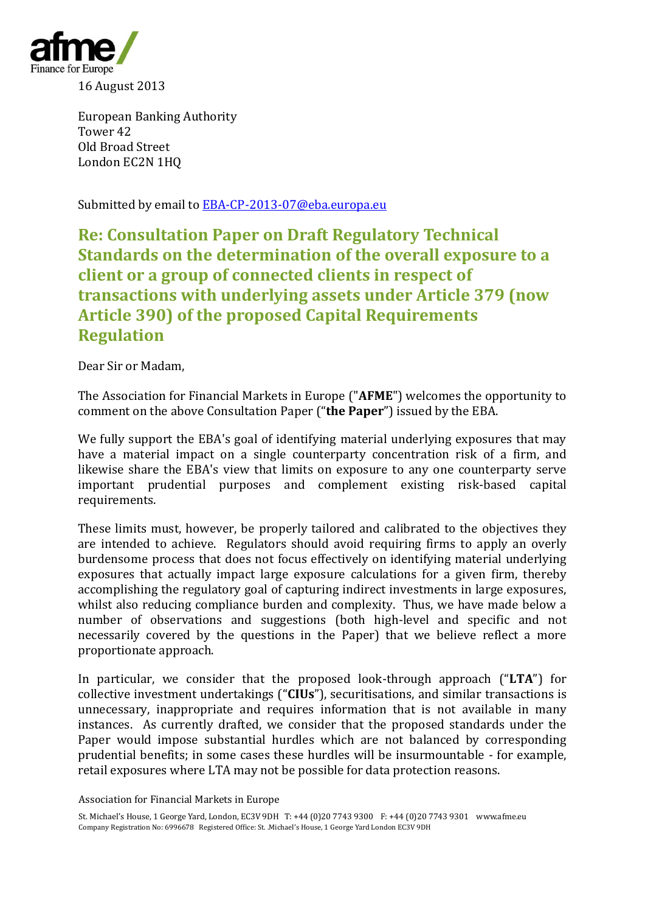16 August 2013

European Banking Authority
Tower 42
Old Broad Street
London EC2N 1HQ

Submitted by email to EBA-CP-2013-07@eba.europa.eu

# Re: Consultation Paper on Draft Regulatory Technical Standards on the determination of the overall exposure to a client or a group of connected clients in respect of transactions with underlying assets under Article 379 (now Article 390) of the proposed Capital Requirements Regulation

Dear Sir or Madam,

The Association for Financial Markets in Europe ("**AFME**") welcomes the opportunity to comment on the above Consultation Paper ("**the Paper**") issued by the EBA.

We fully support the EBA's goal of identifying material underlying exposures that may have a material impact on a single counterparty concentration risk of a firm, and likewise share the EBA's view that limits on exposure to any one counterparty serve important prudential purposes and complement existing risk-based capital requirements.

These limits must, however, be properly tailored and calibrated to the objectives they are intended to achieve. Regulators should avoid requiring firms to apply an overly burdensome process that does not focus effectively on identifying material underlying exposures that actually impact large exposure calculations for a given firm, thereby accomplishing the regulatory goal of capturing indirect investments in large exposures, whilst also reducing compliance burden and complexity. Thus, we have made below a number of observations and suggestions (both high-level and specific and not necessarily covered by the questions in the Paper) that we believe reflect a more proportionate approach.

In particular, we consider that the proposed look-through approach ("**LTA**") for collective investment undertakings ("**CIUs**"), securitisations, and similar transactions is unnecessary, inappropriate and requires information that is not available in many instances. As currently drafted, we consider that the proposed standards under the Paper would impose substantial hurdles which are not balanced by corresponding prudential benefits; in some cases these hurdles will be insurmountable - for example, retail exposures where LTA may not be possible for data protection reasons.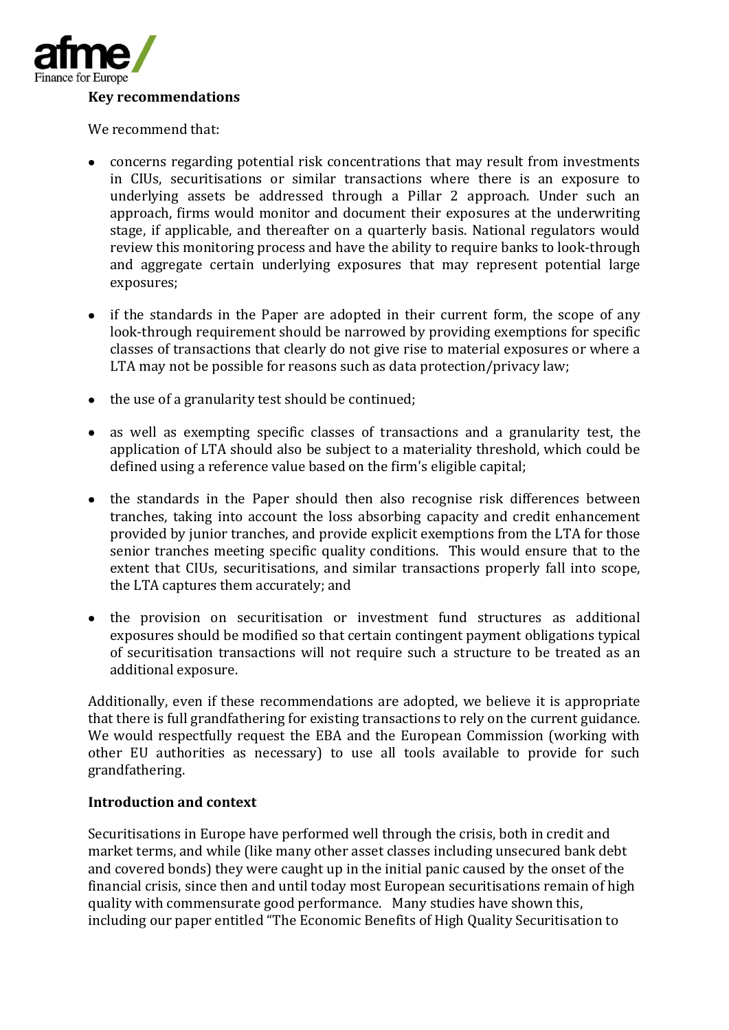**Key recommendations**

We recommend that:

- concerns regarding potential risk concentrations that may result from investments in CIUs, securitisations or similar transactions where there is an exposure to underlying assets be addressed through a Pillar 2 approach. Under such an approach, firms would monitor and document their exposures at the underwriting stage, if applicable, and thereafter on a quarterly basis. National regulators would review this monitoring process and have the ability to require banks to look-through and aggregate certain underlying exposures that may represent potential large exposures;
- if the standards in the Paper are adopted in their current form, the scope of any look-through requirement should be narrowed by providing exemptions for specific classes of transactions that clearly do not give rise to material exposures or where a LTA may not be possible for reasons such as data protection/privacy law;
- the use of a granularity test should be continued;
- as well as exempting specific classes of transactions and a granularity test, the application of LTA should also be subject to a materiality threshold, which could be defined using a reference value based on the firm's eligible capital;
- the standards in the Paper should then also recognise risk differences between tranches, taking into account the loss absorbing capacity and credit enhancement provided by junior tranches, and provide explicit exemptions from the LTA for those senior tranches meeting specific quality conditions. This would ensure that to the extent that CIUs, securitisations, and similar transactions properly fall into scope, the LTA captures them accurately; and
- the provision on securitisation or investment fund structures as additional exposures should be modified so that certain contingent payment obligations typical of securitisation transactions will not require such a structure to be treated as an additional exposure.

Additionally, even if these recommendations are adopted, we believe it is appropriate that there is full grandfathering for existing transactions to rely on the current guidance. We would respectfully request the EBA and the European Commission (working with other EU authorities as necessary) to use all tools available to provide for such grandfathering.

**Introduction and context**

Securitisations in Europe have performed well through the crisis, both in credit and market terms, and while (like many other asset classes including unsecured bank debt and covered bonds) they were caught up in the initial panic caused by the onset of the financial crisis, since then and until today most European securitisations remain of high quality with commensurate good performance. Many studies have shown this, including our paper entitled "The Economic Benefits of High Quality Securitisation to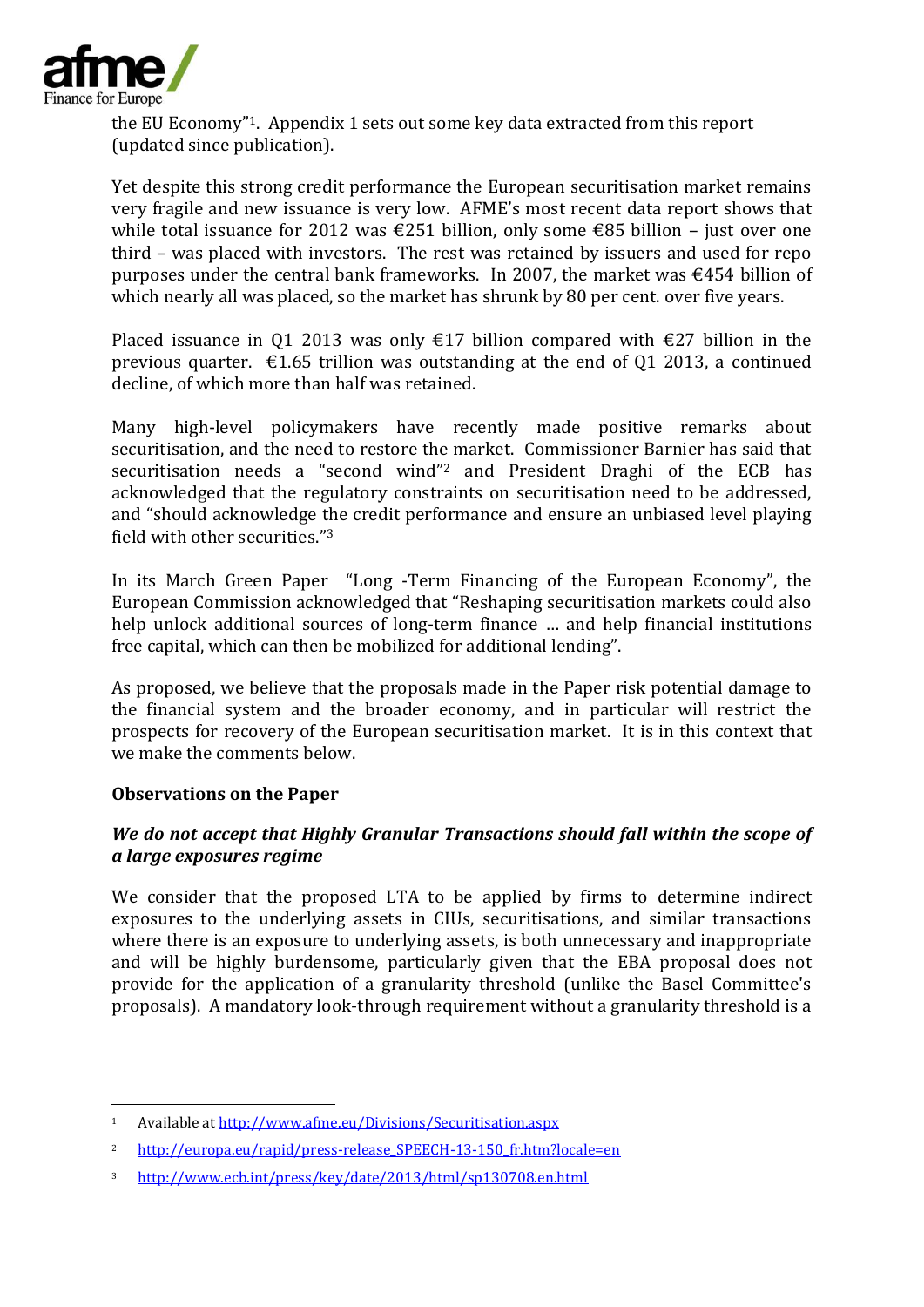the EU Economy"[1]. Appendix 1 sets out some key data extracted from this report (updated since publication).

Yet despite this strong credit performance the European securitisation market remains very fragile and new issuance is very low. AFME's most recent data report shows that while total issuance for 2012 was €251 billion, only some €85 billion – just over one third – was placed with investors. The rest was retained by issuers and used for repo purposes under the central bank frameworks. In 2007, the market was €454 billion of which nearly all was placed, so the market has shrunk by 80 per cent. over five years.

Placed issuance in Q1 2013 was only €17 billion compared with €27 billion in the previous quarter. €1.65 trillion was outstanding at the end of Q1 2013, a continued decline, of which more than half was retained.

Many high-level policymakers have recently made positive remarks about securitisation, and the need to restore the market. Commissioner Barnier has said that securitisation needs a "second wind"[2] and President Draghi of the ECB has acknowledged that the regulatory constraints on securitisation need to be addressed, and "should acknowledge the credit performance and ensure an unbiased level playing field with other securities."[3]

In its March Green Paper "Long -Term Financing of the European Economy", the European Commission acknowledged that "Reshaping securitisation markets could also help unlock additional sources of long-term finance … and help financial institutions free capital, which can then be mobilized for additional lending".

As proposed, we believe that the proposals made in the Paper risk potential damage to the financial system and the broader economy, and in particular will restrict the prospects for recovery of the European securitisation market. It is in this context that we make the comments below.

**Observations on the Paper**

***We do not accept that Highly Granular Transactions should fall within the scope of a large exposures regime***

We consider that the proposed LTA to be applied by firms to determine indirect exposures to the underlying assets in CIUs, securitisations, and similar transactions where there is an exposure to underlying assets, is both unnecessary and inappropriate and will be highly burdensome, particularly given that the EBA proposal does not provide for the application of a granularity threshold (unlike the Basel Committee's proposals). A mandatory look-through requirement without a granularity threshold is a

---

[1] Available at http://www.afme.eu/Divisions/Securitisation.aspx

[2] http://europa.eu/rapid/press-release_SPEECH-13-150_fr.htm?locale=en

[3] http://www.ecb.int/press/key/date/2013/html/sp130708.en.html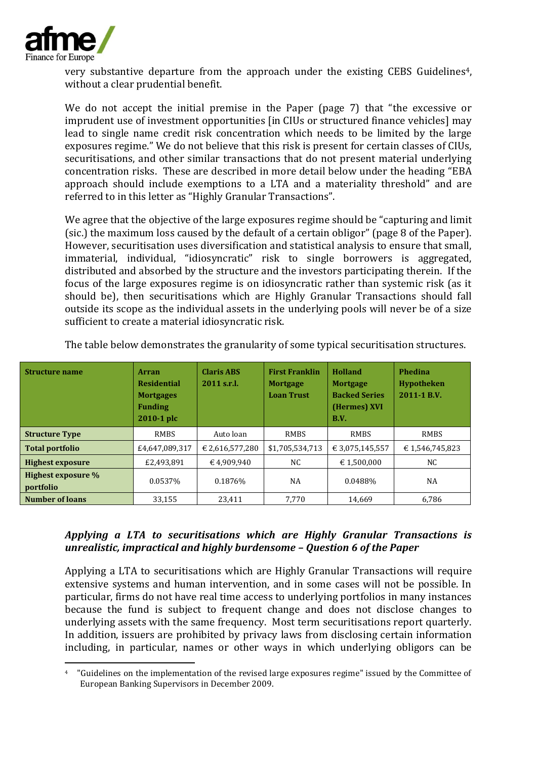very substantive departure from the approach under the existing CEBS Guidelines[4], without a clear prudential benefit.

We do not accept the initial premise in the Paper (page 7) that "the excessive or imprudent use of investment opportunities [in CIUs or structured finance vehicles] may lead to single name credit risk concentration which needs to be limited by the large exposures regime." We do not believe that this risk is present for certain classes of CIUs, securitisations, and other similar transactions that do not present material underlying concentration risks. These are described in more detail below under the heading "EBA approach should include exemptions to a LTA and a materiality threshold" and are referred to in this letter as "Highly Granular Transactions".

We agree that the objective of the large exposures regime should be "capturing and limit (sic.) the maximum loss caused by the default of a certain obligor" (page 8 of the Paper). However, securitisation uses diversification and statistical analysis to ensure that small, immaterial, individual, "idiosyncratic" risk to single borrowers is aggregated, distributed and absorbed by the structure and the investors participating therein. If the focus of the large exposures regime is on idiosyncratic rather than systemic risk (as it should be), then securitisations which are Highly Granular Transactions should fall outside its scope as the individual assets in the underlying pools will never be of a size sufficient to create a material idiosyncratic risk.

The table below demonstrates the granularity of some typical securitisation structures.

| Structure name | Arran Residential Mortgages Funding 2010-1 plc | Claris ABS 2011 s.r.l. | First Franklin Mortgage Loan Trust | Holland Mortgage Backed Series (Hermes) XVI B.V. | Phedina Hypotheken 2011-1 B.V. |
|---|---|---|---|---|---|
| Structure Type | RMBS | Auto loan | RMBS | RMBS | RMBS |
| Total portfolio | £4,647,089,317 | €2,616,577,280 | $1,705,534,713 | €3,075,145,557 | €1,546,745,823 |
| Highest exposure | £2,493,891 | €4,909,940 | NC | €1,500,000 | NC |
| Highest exposure % portfolio | 0.0537% | 0.1876% | NA | 0.0488% | NA |
| Number of loans | 33,155 | 23,411 | 7,770 | 14,669 | 6,786 |

### *Applying a LTA to securitisations which are Highly Granular Transactions is unrealistic, impractical and highly burdensome – Question 6 of the Paper*

Applying a LTA to securitisations which are Highly Granular Transactions will require extensive systems and human intervention, and in some cases will not be possible. In particular, firms do not have real time access to underlying portfolios in many instances because the fund is subject to frequent change and does not disclose changes to underlying assets with the same frequency. Most term securitisations report quarterly. In addition, issuers are prohibited by privacy laws from disclosing certain information including, in particular, names or other ways in which underlying obligors can be

[4] "Guidelines on the implementation of the revised large exposures regime" issued by the Committee of European Banking Supervisors in December 2009.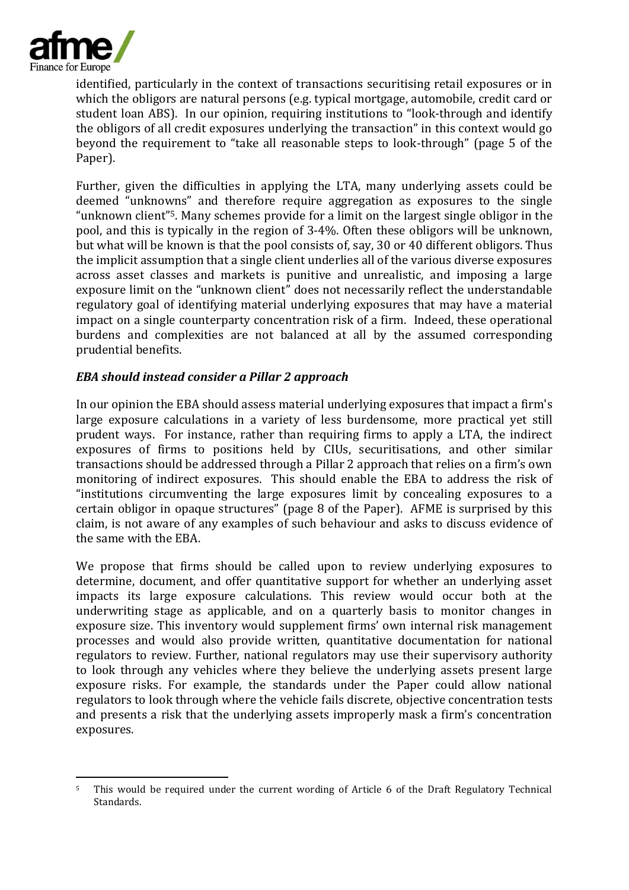identified, particularly in the context of transactions securitising retail exposures or in which the obligors are natural persons (e.g. typical mortgage, automobile, credit card or student loan ABS). In our opinion, requiring institutions to "look-through and identify the obligors of all credit exposures underlying the transaction" in this context would go beyond the requirement to "take all reasonable steps to look-through" (page 5 of the Paper).

Further, given the difficulties in applying the LTA, many underlying assets could be deemed "unknowns" and therefore require aggregation as exposures to the single "unknown client"[5]. Many schemes provide for a limit on the largest single obligor in the pool, and this is typically in the region of 3-4%. Often these obligors will be unknown, but what will be known is that the pool consists of, say, 30 or 40 different obligors. Thus the implicit assumption that a single client underlies all of the various diverse exposures across asset classes and markets is punitive and unrealistic, and imposing a large exposure limit on the "unknown client" does not necessarily reflect the understandable regulatory goal of identifying material underlying exposures that may have a material impact on a single counterparty concentration risk of a firm. Indeed, these operational burdens and complexities are not balanced at all by the assumed corresponding prudential benefits.

***EBA should instead consider a Pillar 2 approach***

In our opinion the EBA should assess material underlying exposures that impact a firm's large exposure calculations in a variety of less burdensome, more practical yet still prudent ways. For instance, rather than requiring firms to apply a LTA, the indirect exposures of firms to positions held by CIUs, securitisations, and other similar transactions should be addressed through a Pillar 2 approach that relies on a firm's own monitoring of indirect exposures. This should enable the EBA to address the risk of "institutions circumventing the large exposures limit by concealing exposures to a certain obligor in opaque structures" (page 8 of the Paper). AFME is surprised by this claim, is not aware of any examples of such behaviour and asks to discuss evidence of the same with the EBA.

We propose that firms should be called upon to review underlying exposures to determine, document, and offer quantitative support for whether an underlying asset impacts its large exposure calculations. This review would occur both at the underwriting stage as applicable, and on a quarterly basis to monitor changes in exposure size. This inventory would supplement firms' own internal risk management processes and would also provide written, quantitative documentation for national regulators to review. Further, national regulators may use their supervisory authority to look through any vehicles where they believe the underlying assets present large exposure risks. For example, the standards under the Paper could allow national regulators to look through where the vehicle fails discrete, objective concentration tests and presents a risk that the underlying assets improperly mask a firm's concentration exposures.

---

[5] This would be required under the current wording of Article 6 of the Draft Regulatory Technical Standards.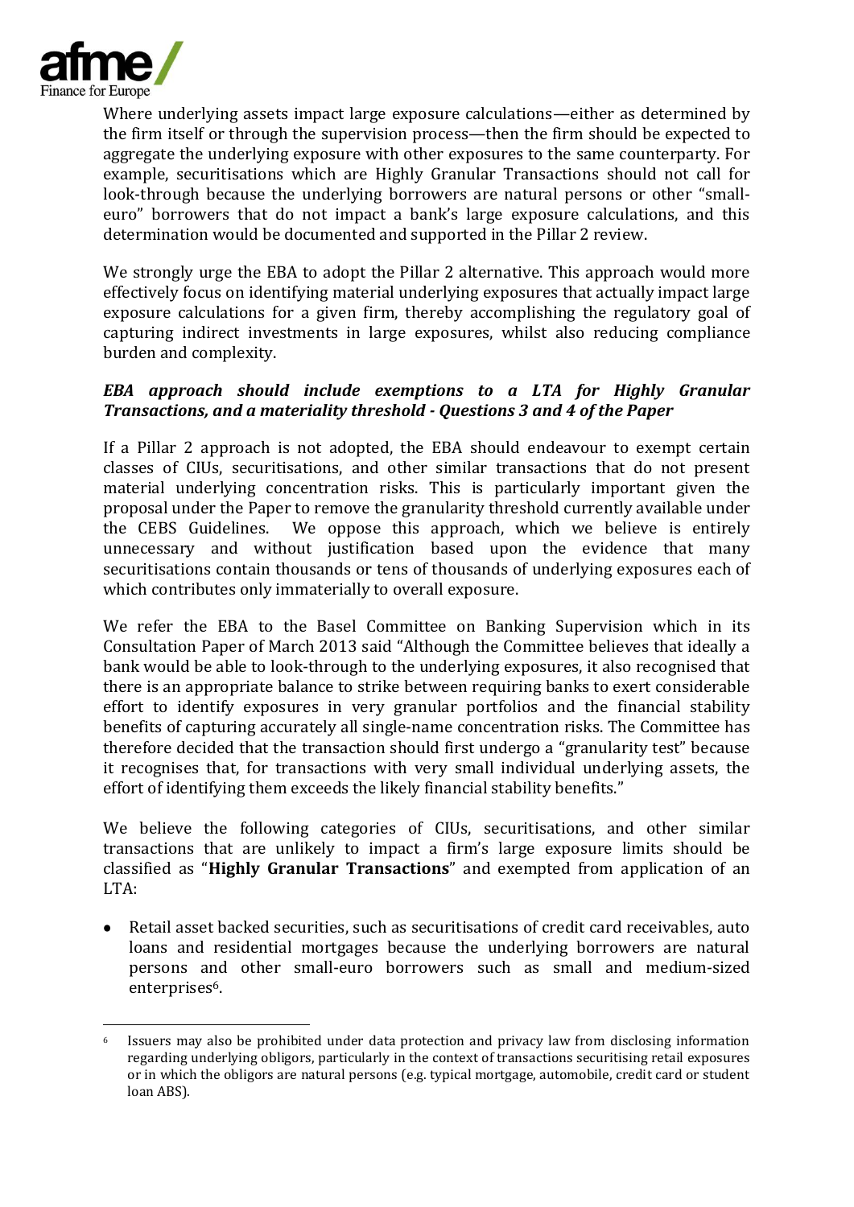Where underlying assets impact large exposure calculations—either as determined by the firm itself or through the supervision process—then the firm should be expected to aggregate the underlying exposure with other exposures to the same counterparty. For example, securitisations which are Highly Granular Transactions should not call for look-through because the underlying borrowers are natural persons or other "small-euro" borrowers that do not impact a bank's large exposure calculations, and this determination would be documented and supported in the Pillar 2 review.

We strongly urge the EBA to adopt the Pillar 2 alternative. This approach would more effectively focus on identifying material underlying exposures that actually impact large exposure calculations for a given firm, thereby accomplishing the regulatory goal of capturing indirect investments in large exposures, whilst also reducing compliance burden and complexity.

### *EBA approach should include exemptions to a LTA for Highly Granular Transactions, and a materiality threshold - Questions 3 and 4 of the Paper*

If a Pillar 2 approach is not adopted, the EBA should endeavour to exempt certain classes of CIUs, securitisations, and other similar transactions that do not present material underlying concentration risks. This is particularly important given the proposal under the Paper to remove the granularity threshold currently available under the CEBS Guidelines. We oppose this approach, which we believe is entirely unnecessary and without justification based upon the evidence that many securitisations contain thousands or tens of thousands of underlying exposures each of which contributes only immaterially to overall exposure.

We refer the EBA to the Basel Committee on Banking Supervision which in its Consultation Paper of March 2013 said "Although the Committee believes that ideally a bank would be able to look-through to the underlying exposures, it also recognised that there is an appropriate balance to strike between requiring banks to exert considerable effort to identify exposures in very granular portfolios and the financial stability benefits of capturing accurately all single-name concentration risks. The Committee has therefore decided that the transaction should first undergo a "granularity test" because it recognises that, for transactions with very small individual underlying assets, the effort of identifying them exceeds the likely financial stability benefits."

We believe the following categories of CIUs, securitisations, and other similar transactions that are unlikely to impact a firm's large exposure limits should be classified as "**Highly Granular Transactions**" and exempted from application of an LTA:

- Retail asset backed securities, such as securitisations of credit card receivables, auto loans and residential mortgages because the underlying borrowers are natural persons and other small-euro borrowers such as small and medium-sized enterprises[6].

[6] Issuers may also be prohibited under data protection and privacy law from disclosing information regarding underlying obligors, particularly in the context of transactions securitising retail exposures or in which the obligors are natural persons (e.g. typical mortgage, automobile, credit card or student loan ABS).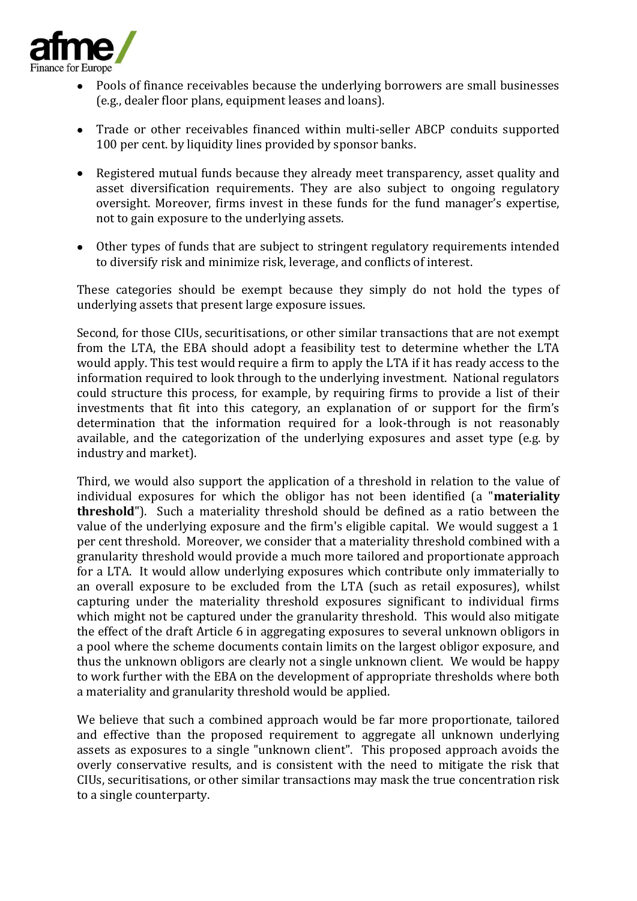- Pools of finance receivables because the underlying borrowers are small businesses (e.g., dealer floor plans, equipment leases and loans).

- Trade or other receivables financed within multi-seller ABCP conduits supported 100 per cent. by liquidity lines provided by sponsor banks.

- Registered mutual funds because they already meet transparency, asset quality and asset diversification requirements. They are also subject to ongoing regulatory oversight. Moreover, firms invest in these funds for the fund manager's expertise, not to gain exposure to the underlying assets.

- Other types of funds that are subject to stringent regulatory requirements intended to diversify risk and minimize risk, leverage, and conflicts of interest.

These categories should be exempt because they simply do not hold the types of underlying assets that present large exposure issues.

Second, for those CIUs, securitisations, or other similar transactions that are not exempt from the LTA, the EBA should adopt a feasibility test to determine whether the LTA would apply. This test would require a firm to apply the LTA if it has ready access to the information required to look through to the underlying investment. National regulators could structure this process, for example, by requiring firms to provide a list of their investments that fit into this category, an explanation of or support for the firm's determination that the information required for a look-through is not reasonably available, and the categorization of the underlying exposures and asset type (e.g. by industry and market).

Third, we would also support the application of a threshold in relation to the value of individual exposures for which the obligor has not been identified (a "**materiality threshold**"). Such a materiality threshold should be defined as a ratio between the value of the underlying exposure and the firm's eligible capital. We would suggest a 1 per cent threshold. Moreover, we consider that a materiality threshold combined with a granularity threshold would provide a much more tailored and proportionate approach for a LTA. It would allow underlying exposures which contribute only immaterially to an overall exposure to be excluded from the LTA (such as retail exposures), whilst capturing under the materiality threshold exposures significant to individual firms which might not be captured under the granularity threshold. This would also mitigate the effect of the draft Article 6 in aggregating exposures to several unknown obligors in a pool where the scheme documents contain limits on the largest obligor exposure, and thus the unknown obligors are clearly not a single unknown client. We would be happy to work further with the EBA on the development of appropriate thresholds where both a materiality and granularity threshold would be applied.

We believe that such a combined approach would be far more proportionate, tailored and effective than the proposed requirement to aggregate all unknown underlying assets as exposures to a single "unknown client". This proposed approach avoids the overly conservative results, and is consistent with the need to mitigate the risk that CIUs, securitisations, or other similar transactions may mask the true concentration risk to a single counterparty.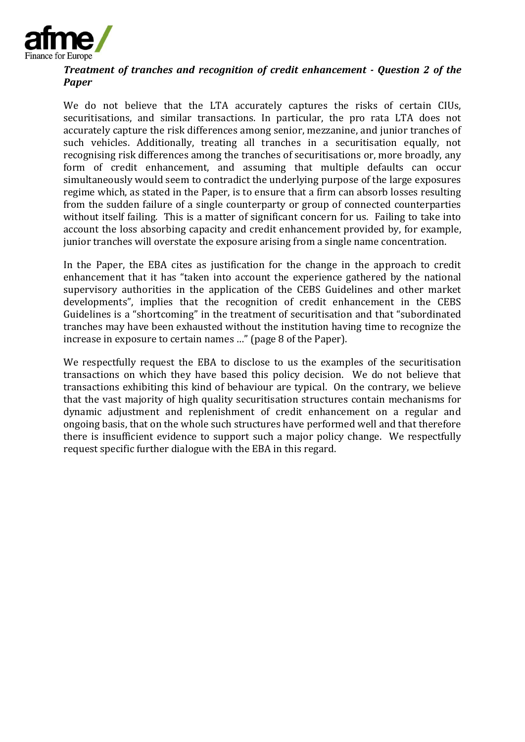***Treatment of tranches and recognition of credit enhancement - Question 2 of the Paper***

We do not believe that the LTA accurately captures the risks of certain CIUs, securitisations, and similar transactions. In particular, the pro rata LTA does not accurately capture the risk differences among senior, mezzanine, and junior tranches of such vehicles. Additionally, treating all tranches in a securitisation equally, not recognising risk differences among the tranches of securitisations or, more broadly, any form of credit enhancement, and assuming that multiple defaults can occur simultaneously would seem to contradict the underlying purpose of the large exposures regime which, as stated in the Paper, is to ensure that a firm can absorb losses resulting from the sudden failure of a single counterparty or group of connected counterparties without itself failing. This is a matter of significant concern for us. Failing to take into account the loss absorbing capacity and credit enhancement provided by, for example, junior tranches will overstate the exposure arising from a single name concentration.

In the Paper, the EBA cites as justification for the change in the approach to credit enhancement that it has "taken into account the experience gathered by the national supervisory authorities in the application of the CEBS Guidelines and other market developments", implies that the recognition of credit enhancement in the CEBS Guidelines is a "shortcoming" in the treatment of securitisation and that "subordinated tranches may have been exhausted without the institution having time to recognize the increase in exposure to certain names …" (page 8 of the Paper).

We respectfully request the EBA to disclose to us the examples of the securitisation transactions on which they have based this policy decision. We do not believe that transactions exhibiting this kind of behaviour are typical. On the contrary, we believe that the vast majority of high quality securitisation structures contain mechanisms for dynamic adjustment and replenishment of credit enhancement on a regular and ongoing basis, that on the whole such structures have performed well and that therefore there is insufficient evidence to support such a major policy change. We respectfully request specific further dialogue with the EBA in this regard.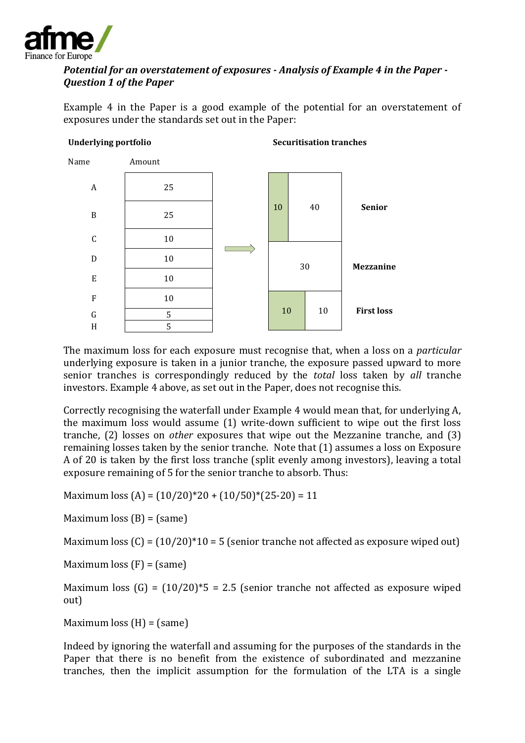### *Potential for an overstatement of exposures - Analysis of Example 4 in the Paper - Question 1 of the Paper*

Example 4 in the Paper is a good example of the potential for an overstatement of exposures under the standards set out in the Paper:

**Underlying portfolio**

| Name | Amount |
|---|---|
| A | 25 |
| B | 25 |
| C | 10 |
| D | 10 |
| E | 10 |
| F | 10 |
| G | 5 |
| H | 5 |

**Securitisation tranches**

| Tranche | Amounts |
|---|---|
| **Senior** | 10 / 40 |
| **Mezzanine** | 30 |
| **First loss** | 10 / 10 |

The maximum loss for each exposure must recognise that, when a loss on a *particular* underlying exposure is taken in a junior tranche, the exposure passed upward to more senior tranches is correspondingly reduced by the *total* loss taken by *all* tranche investors. Example 4 above, as set out in the Paper, does not recognise this.

Correctly recognising the waterfall under Example 4 would mean that, for underlying A, the maximum loss would assume (1) write-down sufficient to wipe out the first loss tranche, (2) losses on *other* exposures that wipe out the Mezzanine tranche, and (3) remaining losses taken by the senior tranche. Note that (1) assumes a loss on Exposure A of 20 is taken by the first loss tranche (split evenly among investors), leaving a total exposure remaining of 5 for the senior tranche to absorb. Thus:

Maximum loss (A) = $(10/20)*20 + (10/50)*(25-20) = 11$

Maximum loss (B) = (same)

Maximum loss (C) = $(10/20)*10 = 5$ (senior tranche not affected as exposure wiped out)

Maximum loss (F) = (same)

Maximum loss (G) = $(10/20)*5 = 2.5$ (senior tranche not affected as exposure wiped out)

Maximum loss (H) = (same)

Indeed by ignoring the waterfall and assuming for the purposes of the standards in the Paper that there is no benefit from the existence of subordinated and mezzanine tranches, then the implicit assumption for the formulation of the LTA is a single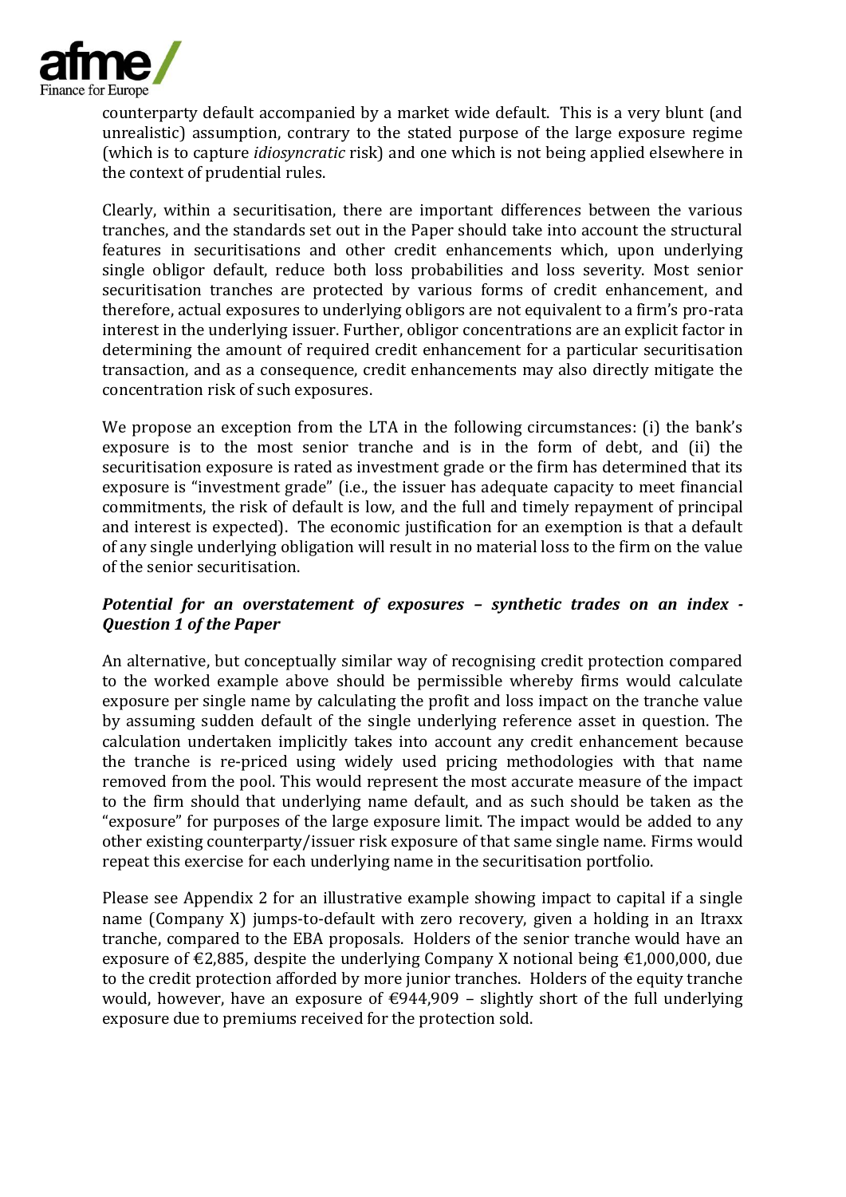counterparty default accompanied by a market wide default. This is a very blunt (and unrealistic) assumption, contrary to the stated purpose of the large exposure regime (which is to capture *idiosyncratic* risk) and one which is not being applied elsewhere in the context of prudential rules.

Clearly, within a securitisation, there are important differences between the various tranches, and the standards set out in the Paper should take into account the structural features in securitisations and other credit enhancements which, upon underlying single obligor default, reduce both loss probabilities and loss severity. Most senior securitisation tranches are protected by various forms of credit enhancement, and therefore, actual exposures to underlying obligors are not equivalent to a firm's pro-rata interest in the underlying issuer. Further, obligor concentrations are an explicit factor in determining the amount of required credit enhancement for a particular securitisation transaction, and as a consequence, credit enhancements may also directly mitigate the concentration risk of such exposures.

We propose an exception from the LTA in the following circumstances: (i) the bank's exposure is to the most senior tranche and is in the form of debt, and (ii) the securitisation exposure is rated as investment grade or the firm has determined that its exposure is "investment grade" (i.e., the issuer has adequate capacity to meet financial commitments, the risk of default is low, and the full and timely repayment of principal and interest is expected). The economic justification for an exemption is that a default of any single underlying obligation will result in no material loss to the firm on the value of the senior securitisation.

***Potential for an overstatement of exposures – synthetic trades on an index - Question 1 of the Paper***

An alternative, but conceptually similar way of recognising credit protection compared to the worked example above should be permissible whereby firms would calculate exposure per single name by calculating the profit and loss impact on the tranche value by assuming sudden default of the single underlying reference asset in question. The calculation undertaken implicitly takes into account any credit enhancement because the tranche is re-priced using widely used pricing methodologies with that name removed from the pool. This would represent the most accurate measure of the impact to the firm should that underlying name default, and as such should be taken as the "exposure" for purposes of the large exposure limit. The impact would be added to any other existing counterparty/issuer risk exposure of that same single name. Firms would repeat this exercise for each underlying name in the securitisation portfolio.

Please see Appendix 2 for an illustrative example showing impact to capital if a single name (Company X) jumps-to-default with zero recovery, given a holding in an Itraxx tranche, compared to the EBA proposals. Holders of the senior tranche would have an exposure of €2,885, despite the underlying Company X notional being €1,000,000, due to the credit protection afforded by more junior tranches. Holders of the equity tranche would, however, have an exposure of €944,909 – slightly short of the full underlying exposure due to premiums received for the protection sold.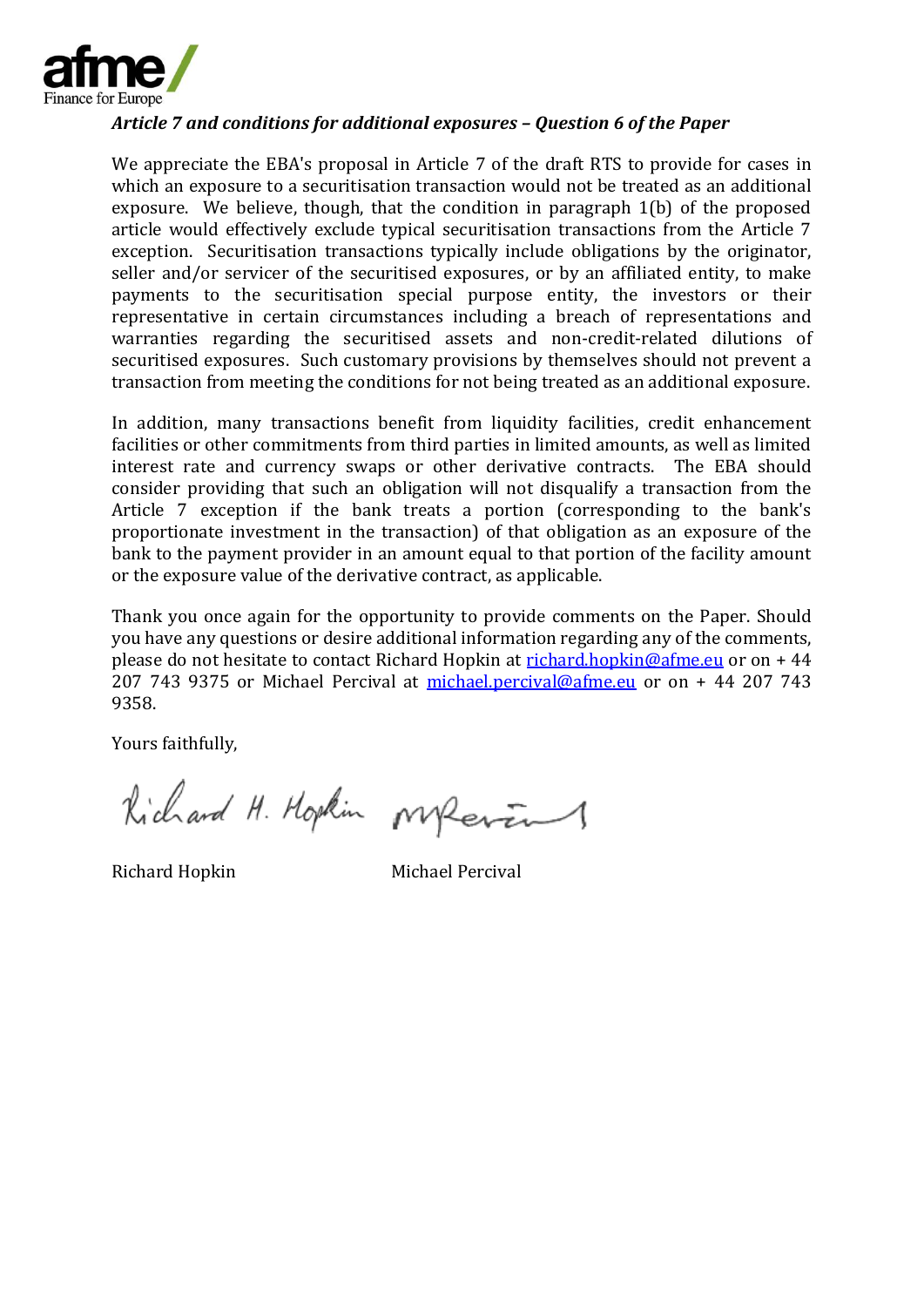### *Article 7 and conditions for additional exposures – Question 6 of the Paper*

We appreciate the EBA's proposal in Article 7 of the draft RTS to provide for cases in which an exposure to a securitisation transaction would not be treated as an additional exposure. We believe, though, that the condition in paragraph 1(b) of the proposed article would effectively exclude typical securitisation transactions from the Article 7 exception. Securitisation transactions typically include obligations by the originator, seller and/or servicer of the securitised exposures, or by an affiliated entity, to make payments to the securitisation special purpose entity, the investors or their representative in certain circumstances including a breach of representations and warranties regarding the securitised assets and non-credit-related dilutions of securitised exposures. Such customary provisions by themselves should not prevent a transaction from meeting the conditions for not being treated as an additional exposure.

In addition, many transactions benefit from liquidity facilities, credit enhancement facilities or other commitments from third parties in limited amounts, as well as limited interest rate and currency swaps or other derivative contracts. The EBA should consider providing that such an obligation will not disqualify a transaction from the Article 7 exception if the bank treats a portion (corresponding to the bank's proportionate investment in the transaction) of that obligation as an exposure of the bank to the payment provider in an amount equal to that portion of the facility amount or the exposure value of the derivative contract, as applicable.

Thank you once again for the opportunity to provide comments on the Paper. Should you have any questions or desire additional information regarding any of the comments, please do not hesitate to contact Richard Hopkin at richard.hopkin@afme.eu or on + 44 207 743 9375 or Michael Percival at michael.percival@afme.eu or on + 44 207 743 9358.

Yours faithfully,

Richard Hopkin        Michael Percival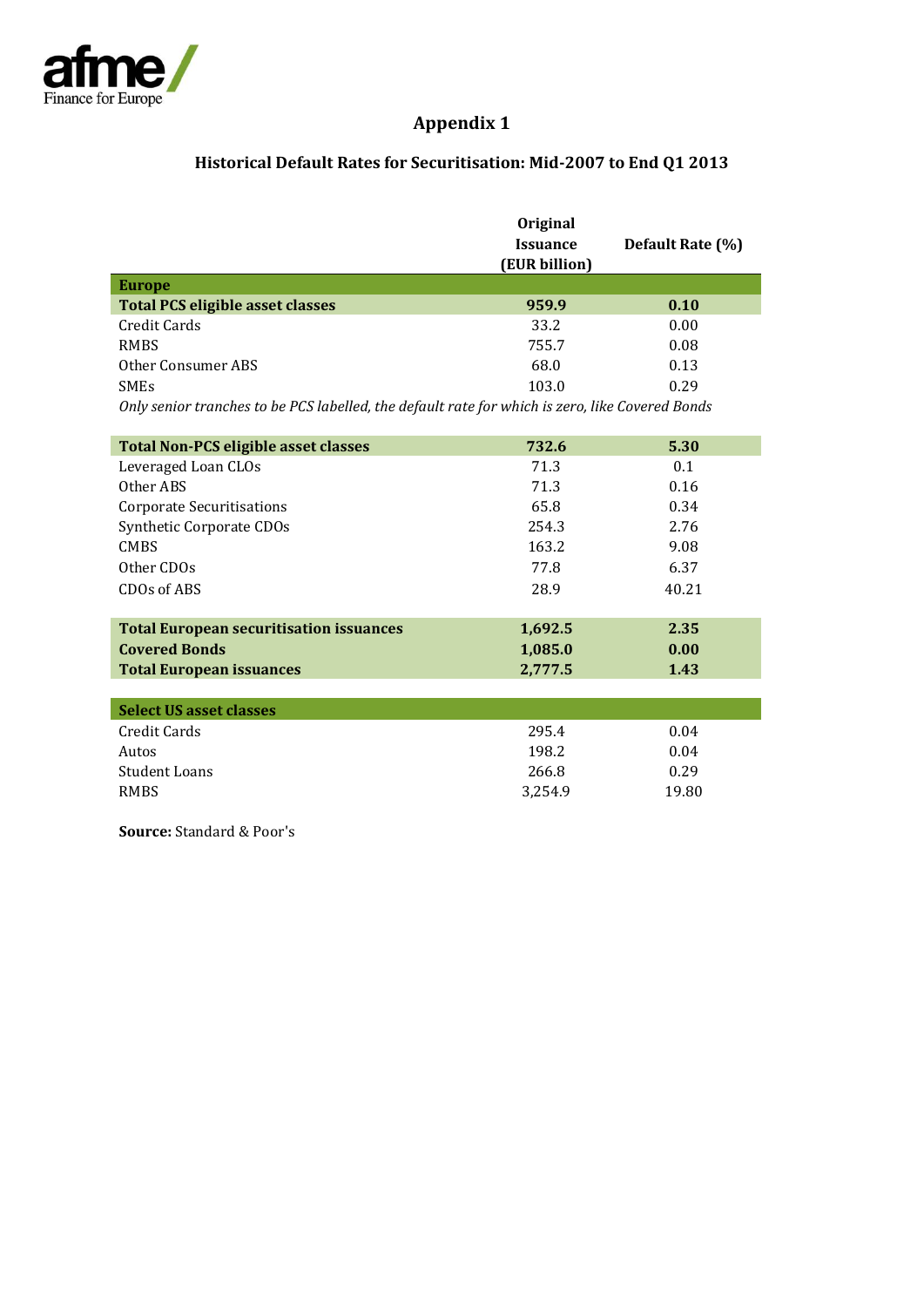# Appendix 1

## Historical Default Rates for Securitisation: Mid-2007 to End Q1 2013

| | Original Issuance (EUR billion) | Default Rate (%) |
|---|---|---|
| **Europe** | | |
| **Total PCS eligible asset classes** | **959.9** | **0.10** |
| Credit Cards | 33.2 | 0.00 |
| RMBS | 755.7 | 0.08 |
| Other Consumer ABS | 68.0 | 0.13 |
| SMEs | 103.0 | 0.29 |
| *Only senior tranches to be PCS labelled, the default rate for which is zero, like Covered Bonds* | | |
| **Total Non-PCS eligible asset classes** | **732.6** | **5.30** |
| Leveraged Loan CLOs | 71.3 | 0.1 |
| Other ABS | 71.3 | 0.16 |
| Corporate Securitisations | 65.8 | 0.34 |
| Synthetic Corporate CDOs | 254.3 | 2.76 |
| CMBS | 163.2 | 9.08 |
| Other CDOs | 77.8 | 6.37 |
| CDOs of ABS | 28.9 | 40.21 |
| **Total European securitisation issuances** | **1,692.5** | **2.35** |
| **Covered Bonds** | **1,085.0** | **0.00** |
| **Total European issuances** | **2,777.5** | **1.43** |
| **Select US asset classes** | | |
| Credit Cards | 295.4 | 0.04 |
| Autos | 198.2 | 0.04 |
| Student Loans | 266.8 | 0.29 |
| RMBS | 3,254.9 | 19.80 |

**Source:** Standard & Poor's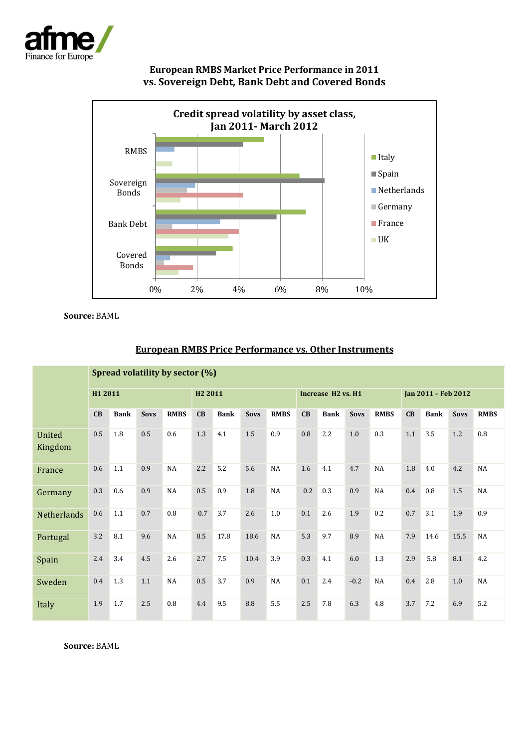# European RMBS Market Price Performance in 2011 vs. Sovereign Debt, Bank Debt and Covered Bonds

**Credit spread volatility by asset class, Jan 2011- March 2012**

**Source:** BAML

## European RMBS Price Performance vs. Other Instruments

| | Spread volatility by sector (%) | | | | | | | | | | | | | | | |
|---|---|---|---|---|---|---|---|---|---|---|---|---|---|---|---|---|
| | H1 2011 | | | | H2 2011 | | | | Increase H2 vs. H1 | | | | Jan 2011 – Feb 2012 | | | |
| | CB | Bank | Sovs | RMBS | CB | Bank | Sovs | RMBS | CB | Bank | Sovs | RMBS | CB | Bank | Sovs | RMBS |
| United Kingdom | 0.5 | 1.8 | 0.5 | 0.6 | 1.3 | 4.1 | 1.5 | 0.9 | 0.8 | 2.2 | 1.0 | 0.3 | 1.1 | 3.5 | 1.2 | 0.8 |
| France | 0.6 | 1.1 | 0.9 | NA | 2.2 | 5.2 | 5.6 | NA | 1.6 | 4.1 | 4.7 | NA | 1.8 | 4.0 | 4.2 | NA |
| Germany | 0.3 | 0.6 | 0.9 | NA | 0.5 | 0.9 | 1.8 | NA | 0.2 | 0.3 | 0.9 | NA | 0.4 | 0.8 | 1.5 | NA |
| Netherlands | 0.6 | 1.1 | 0.7 | 0.8 | 0.7 | 3.7 | 2.6 | 1.0 | 0.1 | 2.6 | 1.9 | 0.2 | 0.7 | 3.1 | 1.9 | 0.9 |
| Portugal | 3.2 | 8.1 | 9.6 | NA | 8.5 | 17.8 | 18.6 | NA | 5.3 | 9.7 | 8.9 | NA | 7.9 | 14.6 | 15.5 | NA |
| Spain | 2.4 | 3.4 | 4.5 | 2.6 | 2.7 | 7.5 | 10.4 | 3.9 | 0.3 | 4.1 | 6.0 | 1.3 | 2.9 | 5.8 | 8.1 | 4.2 |
| Sweden | 0.4 | 1.3 | 1.1 | NA | 0.5 | 3.7 | 0.9 | NA | 0.1 | 2.4 | -0.2 | NA | 0.4 | 2.8 | 1.0 | NA |
| Italy | 1.9 | 1.7 | 2.5 | 0.8 | 4.4 | 9.5 | 8.8 | 5.5 | 2.5 | 7.8 | 6.3 | 4.8 | 3.7 | 7.2 | 6.9 | 5.2 |

**Source:** BAML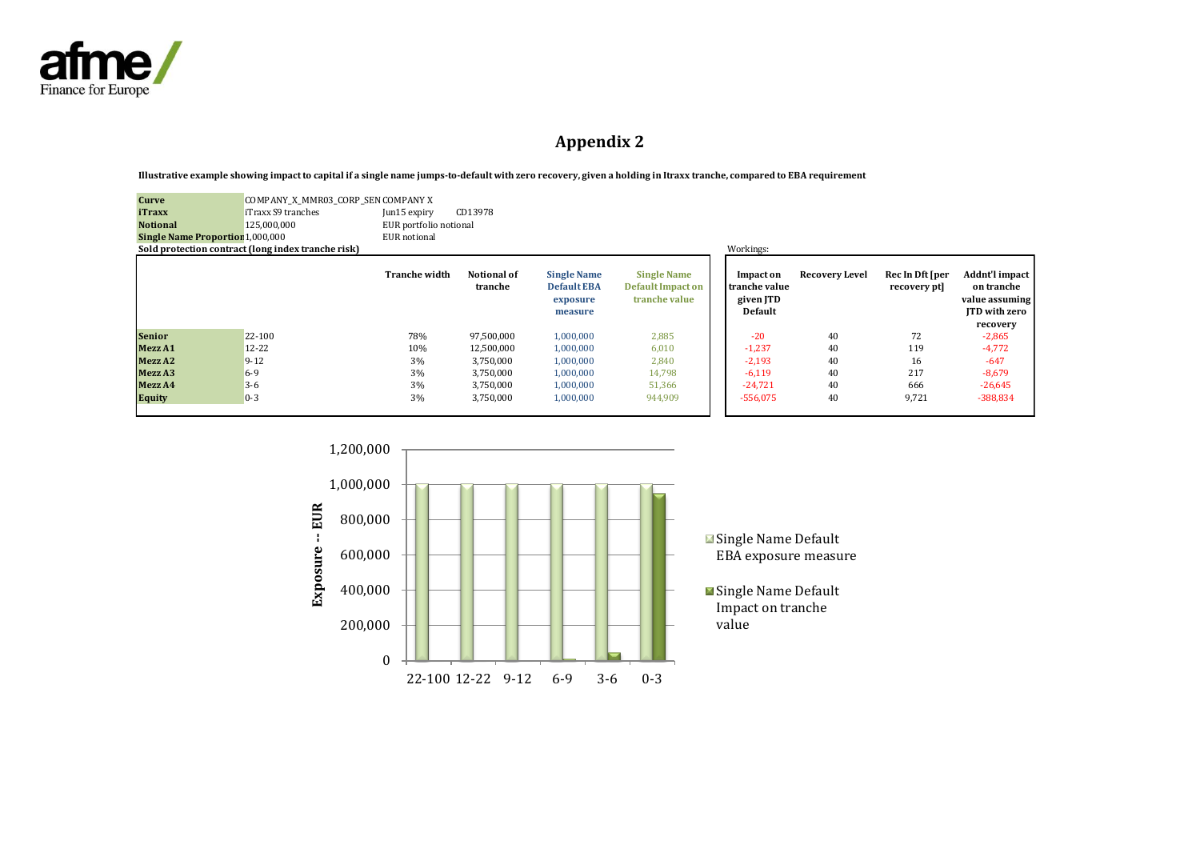## Appendix 2

**Illustrative example showing impact to capital if a single name jumps-to-default with zero recovery, given a holding in Itraxx tranche, compared to EBA requirement**

| | | | |
|---|---|---|---|
| **Curve** | COMPANY_X_MMR03_CORP_SEN | COMPANY X | |
| **iTraxx** | iTraxx S9 tranches | Jun15 expiry | CD13978 |
| **Notional** | 125,000,000 | EUR portfolio notional | |
| **Single Name Proportion** | 1,000,000 | EUR notional | |

**Sold protection contract (long index tranche risk)**

Workings:

| | | Tranche width | Notional of tranche | Single Name Default EBA exposure measure | Single Name Default Impact on tranche value | Impact on tranche value given JTD Default | Recovery Level | Rec In Dft [per recovery pt] | Addnt'l impact on tranche value assuming JTD with zero recovery |
|---|---|---|---|---|---|---|---|---|---|
| **Senior** | 22-100 | 78% | 97,500,000 | 1,000,000 | 2,885 | -20 | 40 | 72 | -2,865 |
| **Mezz A1** | 12-22 | 10% | 12,500,000 | 1,000,000 | 6,010 | -1,237 | 40 | 119 | -4,772 |
| **Mezz A2** | 9-12 | 3% | 3,750,000 | 1,000,000 | 2,840 | -2,193 | 40 | 16 | -647 |
| **Mezz A3** | 6-9 | 3% | 3,750,000 | 1,000,000 | 14,798 | -6,119 | 40 | 217 | -8,679 |
| **Mezz A4** | 3-6 | 3% | 3,750,000 | 1,000,000 | 51,366 | -24,721 | 40 | 666 | -26,645 |
| **Equity** | 0-3 | 3% | 3,750,000 | 1,000,000 | 944,909 | -556,075 | 40 | 9,721 | -388,834 |

Exposure -- EUR

1,200,000
1,000,000
800,000
600,000
400,000
200,000
0

22-100 12-22 9-12 6-9 3-6 0-3

Single Name Default EBA exposure measure

Single Name Default Impact on tranche value